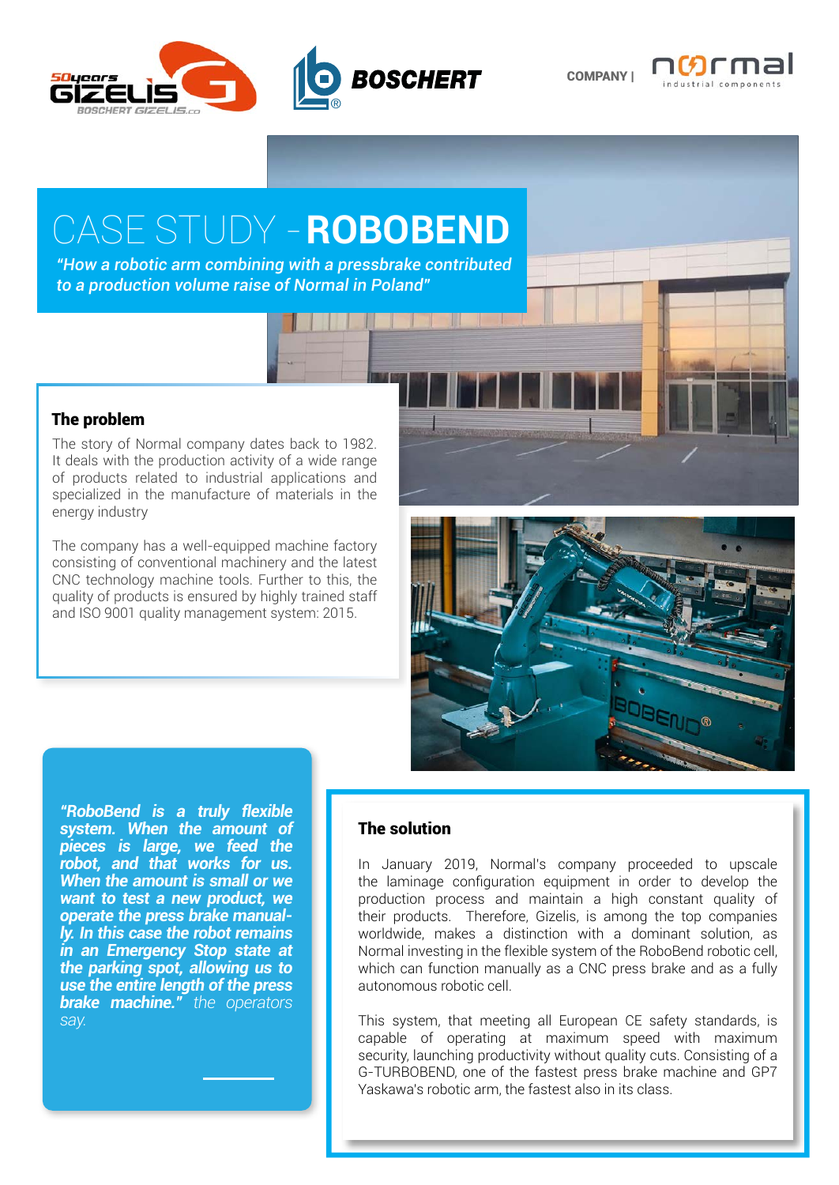COMPANY |

# CASE STUDY - ROBOBEND

*"How a robotic arm combining with a pressbrake contributed to a production volume raise of Normal in Poland"*

## The problem

The story of Normal company dates back to 1982. It deals with the production activity of a wide range of products related to industrial applications and specialized in the manufacture of materials in the energy industry

The company has a well-equipped machine factory consisting of conventional machinery and the latest CNC technology machine tools. Further to this, the quality of products is ensured by highly trained staff and ISO 9001 quality management system: 2015.

***"RoboBend is a truly flexible system. When the amount of pieces is large, we feed the robot, and that works for us. When the amount is small or we want to test a new product, we operate the press brake manually. In this case the robot remains in an Emergency Stop state at the parking spot, allowing us to use the entire length of the press brake machine."*** *the operators say.*

## The solution

In January 2019, Normal's company proceeded to upscale the laminage configuration equipment in order to develop the production process and maintain a high constant quality of their products. Therefore, Gizelis, is among the top companies worldwide, makes a distinction with a dominant solution, as Normal investing in the flexible system of the RoboBend robotic cell, which can function manually as a CNC press brake and as a fully autonomous robotic cell.

This system, that meeting all European CE safety standards, is capable of operating at maximum speed with maximum security, launching productivity without quality cuts. Consisting of a G-TURBOBEND, one of the fastest press brake machine and GP7 Yaskawa's robotic arm, the fastest also in its class.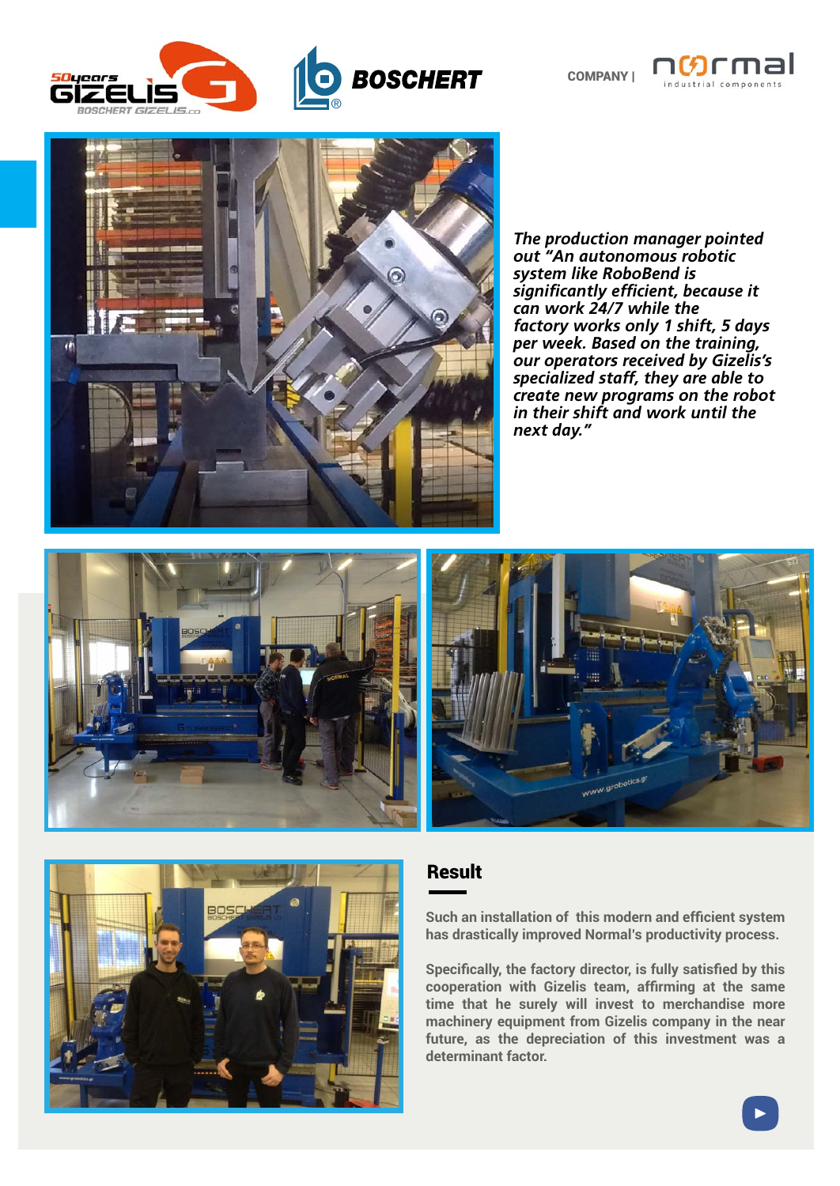COMPANY |

*The production manager pointed out "An autonomous robotic system like RoboBend is significantly efficient, because it can work 24/7 while the factory works only 1 shift, 5 days per week. Based on the training, our operators received by Gizelis's specialized staff, they are able to create new programs on the robot in their shift and work until the next day."*

## Result

Such an installation of this modern and efficient system has drastically improved Normal's productivity process.

Specifically, the factory director, is fully satisfied by this cooperation with Gizelis team, affirming at the same time that he surely will invest to merchandise more machinery equipment from Gizelis company in the near future, as the depreciation of this investment was a determinant factor.